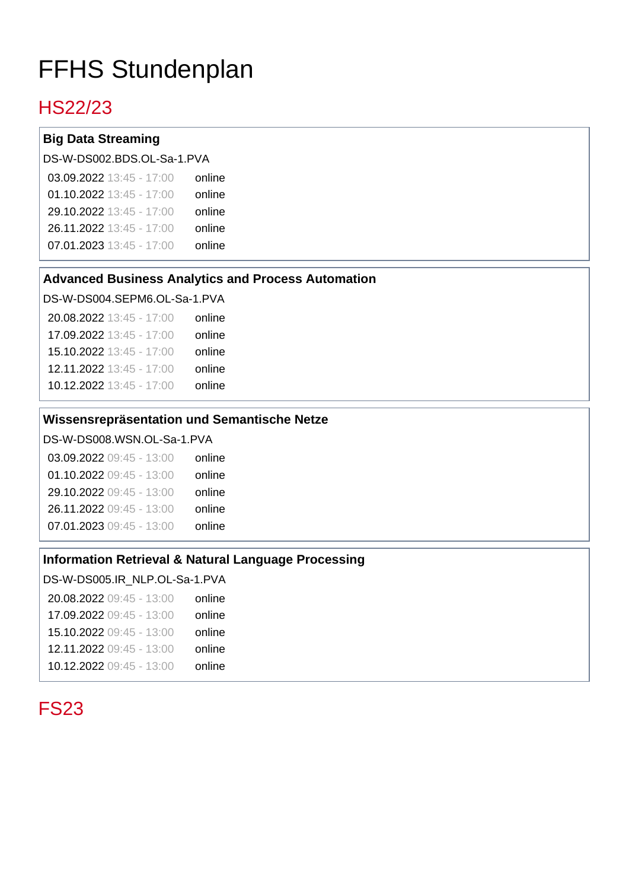# FFHS Stundenplan

## HS22/23

### Big Data Streaming

DS-W-DS002.BDS.OL-Sa-1.PVA

| | | |
|---|---|---|
| 03.09.2022 | 13:45 - 17:00 | online |
| 01.10.2022 | 13:45 - 17:00 | online |
| 29.10.2022 | 13:45 - 17:00 | online |
| 26.11.2022 | 13:45 - 17:00 | online |
| 07.01.2023 | 13:45 - 17:00 | online |

### Advanced Business Analytics and Process Automation

DS-W-DS004.SEPM6.OL-Sa-1.PVA

| | | |
|---|---|---|
| 20.08.2022 | 13:45 - 17:00 | online |
| 17.09.2022 | 13:45 - 17:00 | online |
| 15.10.2022 | 13:45 - 17:00 | online |
| 12.11.2022 | 13:45 - 17:00 | online |
| 10.12.2022 | 13:45 - 17:00 | online |

### Wissensrepräsentation und Semantische Netze

DS-W-DS008.WSN.OL-Sa-1.PVA

| | | |
|---|---|---|
| 03.09.2022 | 09:45 - 13:00 | online |
| 01.10.2022 | 09:45 - 13:00 | online |
| 29.10.2022 | 09:45 - 13:00 | online |
| 26.11.2022 | 09:45 - 13:00 | online |
| 07.01.2023 | 09:45 - 13:00 | online |

### Information Retrieval & Natural Language Processing

DS-W-DS005.IR_NLP.OL-Sa-1.PVA

| | | |
|---|---|---|
| 20.08.2022 | 09:45 - 13:00 | online |
| 17.09.2022 | 09:45 - 13:00 | online |
| 15.10.2022 | 09:45 - 13:00 | online |
| 12.11.2022 | 09:45 - 13:00 | online |
| 10.12.2022 | 09:45 - 13:00 | online |

## FS23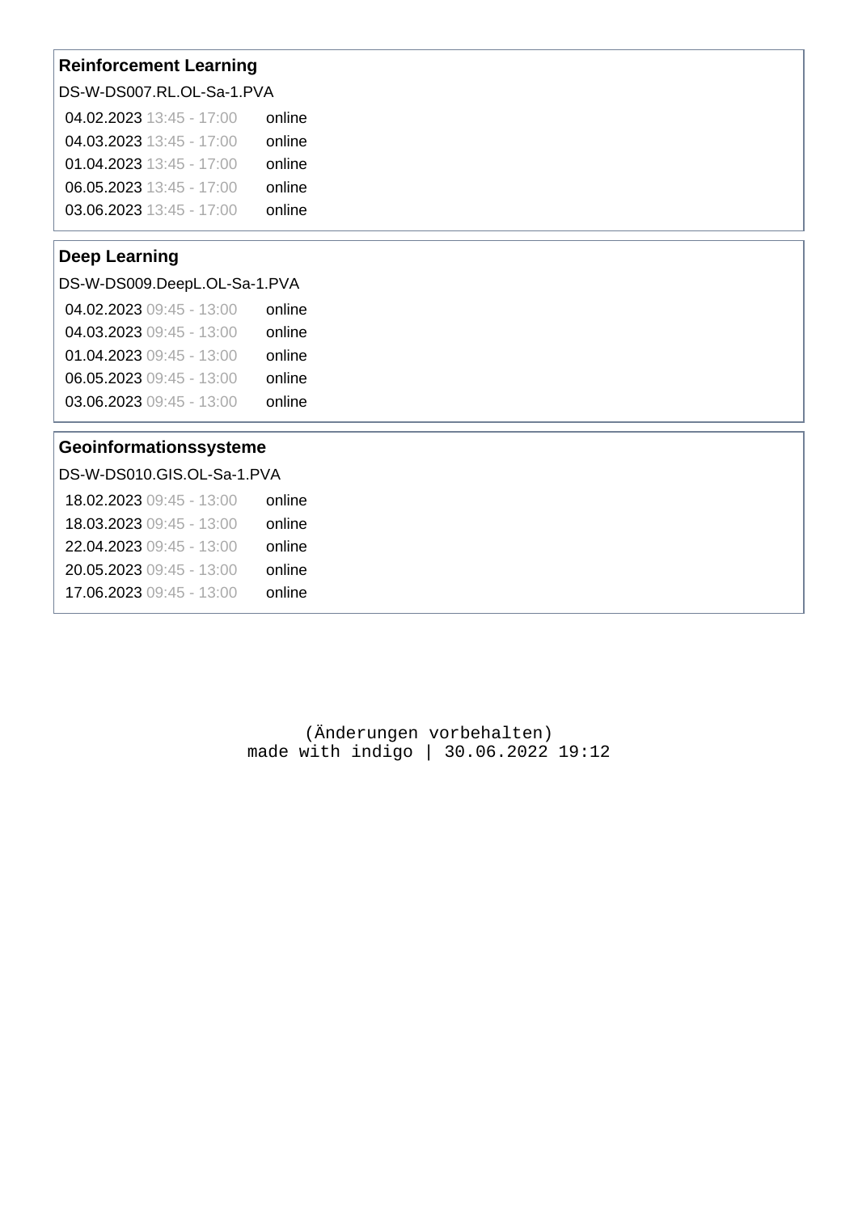### Reinforcement Learning

DS-W-DS007.RL.OL-Sa-1.PVA

| | | |
|---|---|---|
| 04.02.2023 | 13:45 - 17:00 | online |
| 04.03.2023 | 13:45 - 17:00 | online |
| 01.04.2023 | 13:45 - 17:00 | online |
| 06.05.2023 | 13:45 - 17:00 | online |
| 03.06.2023 | 13:45 - 17:00 | online |

### Deep Learning

DS-W-DS009.DeepL.OL-Sa-1.PVA

| | | |
|---|---|---|
| 04.02.2023 | 09:45 - 13:00 | online |
| 04.03.2023 | 09:45 - 13:00 | online |
| 01.04.2023 | 09:45 - 13:00 | online |
| 06.05.2023 | 09:45 - 13:00 | online |
| 03.06.2023 | 09:45 - 13:00 | online |

### Geoinformationssysteme

DS-W-DS010.GIS.OL-Sa-1.PVA

| | | |
|---|---|---|
| 18.02.2023 | 09:45 - 13:00 | online |
| 18.03.2023 | 09:45 - 13:00 | online |
| 22.04.2023 | 09:45 - 13:00 | online |
| 20.05.2023 | 09:45 - 13:00 | online |
| 17.06.2023 | 09:45 - 13:00 | online |

(Änderungen vorbehalten)
made with indigo | 30.06.2022 19:12